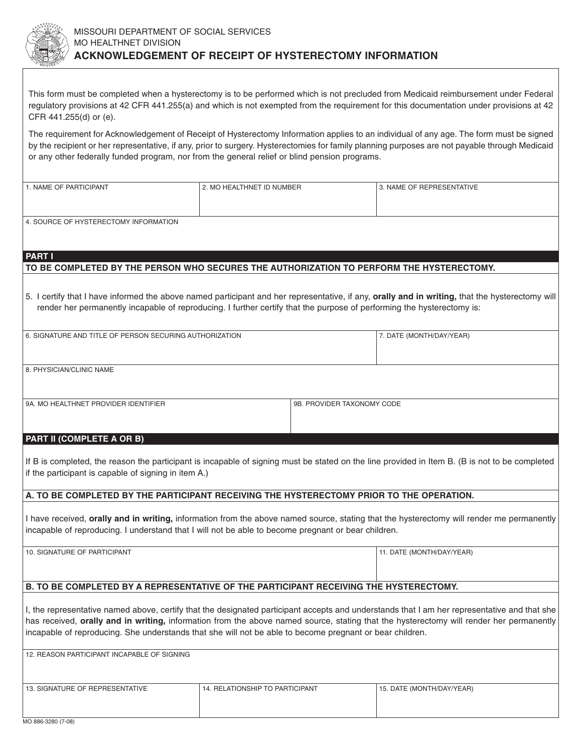MISSOURI DEPARTMENT OF SOCIAL SERVICES
MO HEALTHNET DIVISION

# ACKNOWLEDGEMENT OF RECEIPT OF HYSTERECTOMY INFORMATION

This form must be completed when a hysterectomy is to be performed which is not precluded from Medicaid reimbursement under Federal regulatory provisions at 42 CFR 441.255(a) and which is not exempted from the requirement for this documentation under provisions at 42 CFR 441.255(d) or (e).

The requirement for Acknowledgement of Receipt of Hysterectomy Information applies to an individual of any age. The form must be signed by the recipient or her representative, if any, prior to surgery. Hysterectomies for family planning purposes are not payable through Medicaid or any other federally funded program, nor from the general relief or blind pension programs.

| 1. NAME OF PARTICIPANT | 2. MO HEALTHNET ID NUMBER | 3. NAME OF REPRESENTATIVE |
|---|---|---|
| | | |

4. SOURCE OF HYSTERECTOMY INFORMATION

## PART I

**TO BE COMPLETED BY THE PERSON WHO SECURES THE AUTHORIZATION TO PERFORM THE HYSTERECTOMY.**

5. I certify that I have informed the above named participant and her representative, if any, **orally and in writing,** that the hysterectomy will render her permanently incapable of reproducing. I further certify that the purpose of performing the hysterectomy is:

| 6. SIGNATURE AND TITLE OF PERSON SECURING AUTHORIZATION | 7. DATE (MONTH/DAY/YEAR) |
|---|---|
| | |

8. PHYSICIAN/CLINIC NAME

| 9A. MO HEALTHNET PROVIDER IDENTIFIER | 9B. PROVIDER TAXONOMY CODE |
|---|---|
| | |

## PART II (COMPLETE A OR B)

If B is completed, the reason the participant is incapable of signing must be stated on the line provided in Item B. (B is not to be completed if the participant is capable of signing in item A.)

### A. TO BE COMPLETED BY THE PARTICIPANT RECEIVING THE HYSTERECTOMY PRIOR TO THE OPERATION.

I have received, **orally and in writing,** information from the above named source, stating that the hysterectomy will render me permanently incapable of reproducing. I understand that I will not be able to become pregnant or bear children.

| 10. SIGNATURE OF PARTICIPANT | 11. DATE (MONTH/DAY/YEAR) |
|---|---|
| | |

### B. TO BE COMPLETED BY A REPRESENTATIVE OF THE PARTICIPANT RECEIVING THE HYSTERECTOMY.

I, the representative named above, certify that the designated participant accepts and understands that I am her representative and that she has received, **orally and in writing,** information from the above named source, stating that the hysterectomy will render her permanently incapable of reproducing. She understands that she will not be able to become pregnant or bear children.

12. REASON PARTICIPANT INCAPABLE OF SIGNING

| 13. SIGNATURE OF REPRESENTATIVE | 14. RELATIONSHIP TO PARTICIPANT | 15. DATE (MONTH/DAY/YEAR) |
|---|---|---|
| | | |

MO 886-3280 (7-08)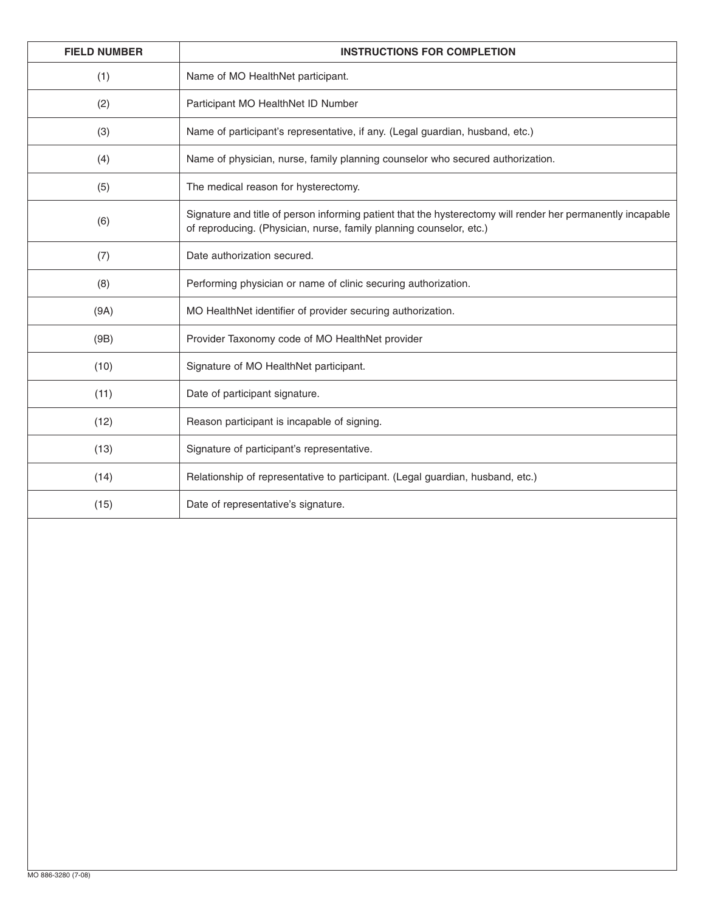| FIELD NUMBER | INSTRUCTIONS FOR COMPLETION |
|---|---|
| (1) | Name of MO HealthNet participant. |
| (2) | Participant MO HealthNet ID Number |
| (3) | Name of participant's representative, if any. (Legal guardian, husband, etc.) |
| (4) | Name of physician, nurse, family planning counselor who secured authorization. |
| (5) | The medical reason for hysterectomy. |
| (6) | Signature and title of person informing patient that the hysterectomy will render her permanently incapable of reproducing. (Physician, nurse, family planning counselor, etc.) |
| (7) | Date authorization secured. |
| (8) | Performing physician or name of clinic securing authorization. |
| (9A) | MO HealthNet identifier of provider securing authorization. |
| (9B) | Provider Taxonomy code of MO HealthNet provider |
| (10) | Signature of MO HealthNet participant. |
| (11) | Date of participant signature. |
| (12) | Reason participant is incapable of signing. |
| (13) | Signature of participant's representative. |
| (14) | Relationship of representative to participant. (Legal guardian, husband, etc.) |
| (15) | Date of representative's signature. |

MO 886-3280 (7-08)